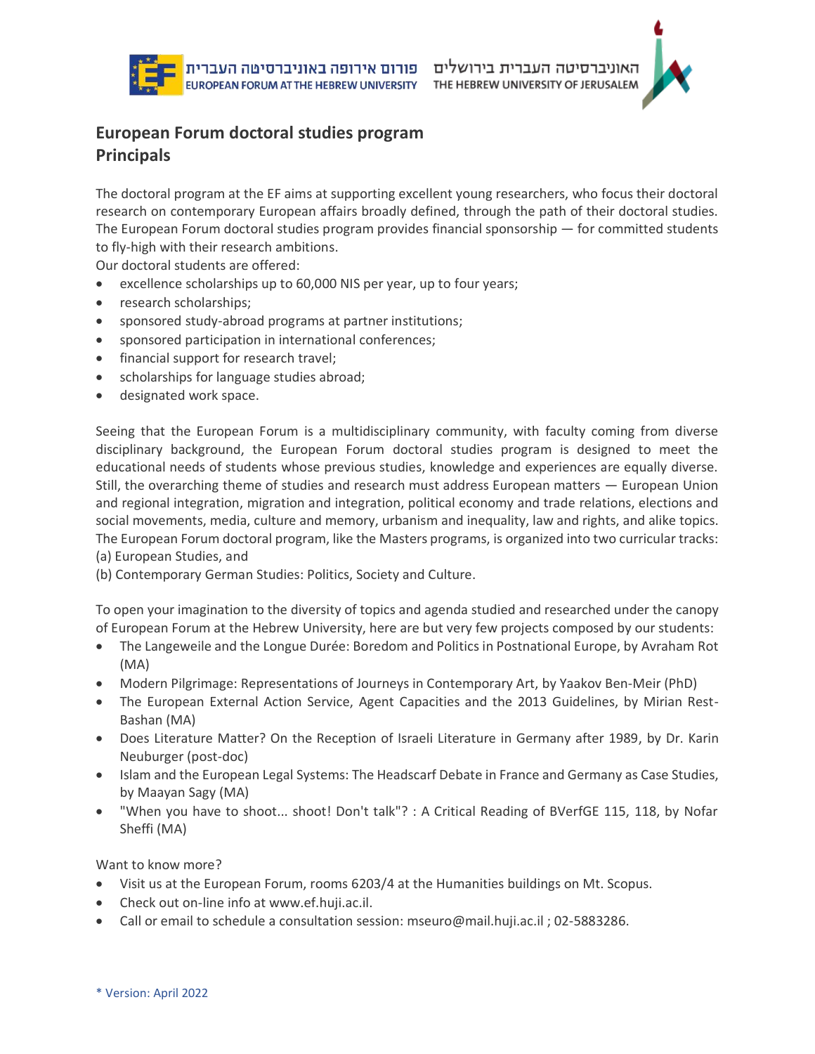פורום אירופה באוניברסיטה העברית
EUROPEAN FORUM AT THE HEBREW UNIVERSITY

האוניברסיטה העברית בירושלים
THE HEBREW UNIVERSITY OF JERUSALEM

## European Forum doctoral studies program Principals

The doctoral program at the EF aims at supporting excellent young researchers, who focus their doctoral research on contemporary European affairs broadly defined, through the path of their doctoral studies. The European Forum doctoral studies program provides financial sponsorship — for committed students to fly-high with their research ambitions.

Our doctoral students are offered:

- excellence scholarships up to 60,000 NIS per year, up to four years;
- research scholarships;
- sponsored study-abroad programs at partner institutions;
- sponsored participation in international conferences;
- financial support for research travel;
- scholarships for language studies abroad;
- designated work space.

Seeing that the European Forum is a multidisciplinary community, with faculty coming from diverse disciplinary background, the European Forum doctoral studies program is designed to meet the educational needs of students whose previous studies, knowledge and experiences are equally diverse. Still, the overarching theme of studies and research must address European matters — European Union and regional integration, migration and integration, political economy and trade relations, elections and social movements, media, culture and memory, urbanism and inequality, law and rights, and alike topics. The European Forum doctoral program, like the Masters programs, is organized into two curricular tracks:

(a) European Studies, and

(b) Contemporary German Studies: Politics, Society and Culture.

To open your imagination to the diversity of topics and agenda studied and researched under the canopy of European Forum at the Hebrew University, here are but very few projects composed by our students:

- The Langeweile and the Longue Durée: Boredom and Politics in Postnational Europe, by Avraham Rot (MA)
- Modern Pilgrimage: Representations of Journeys in Contemporary Art, by Yaakov Ben-Meir (PhD)
- The European External Action Service, Agent Capacities and the 2013 Guidelines, by Mirian Rest-Bashan (MA)
- Does Literature Matter? On the Reception of Israeli Literature in Germany after 1989, by Dr. Karin Neuburger (post-doc)
- Islam and the European Legal Systems: The Headscarf Debate in France and Germany as Case Studies, by Maayan Sagy (MA)
- "When you have to shoot... shoot! Don't talk"? : A Critical Reading of BVerfGE 115, 118, by Nofar Sheffi (MA)

Want to know more?

- Visit us at the European Forum, rooms 6203/4 at the Humanities buildings on Mt. Scopus.
- Check out on-line info at www.ef.huji.ac.il.
- Call or email to schedule a consultation session: mseuro@mail.huji.ac.il ; 02-5883286.

\* Version: April 2022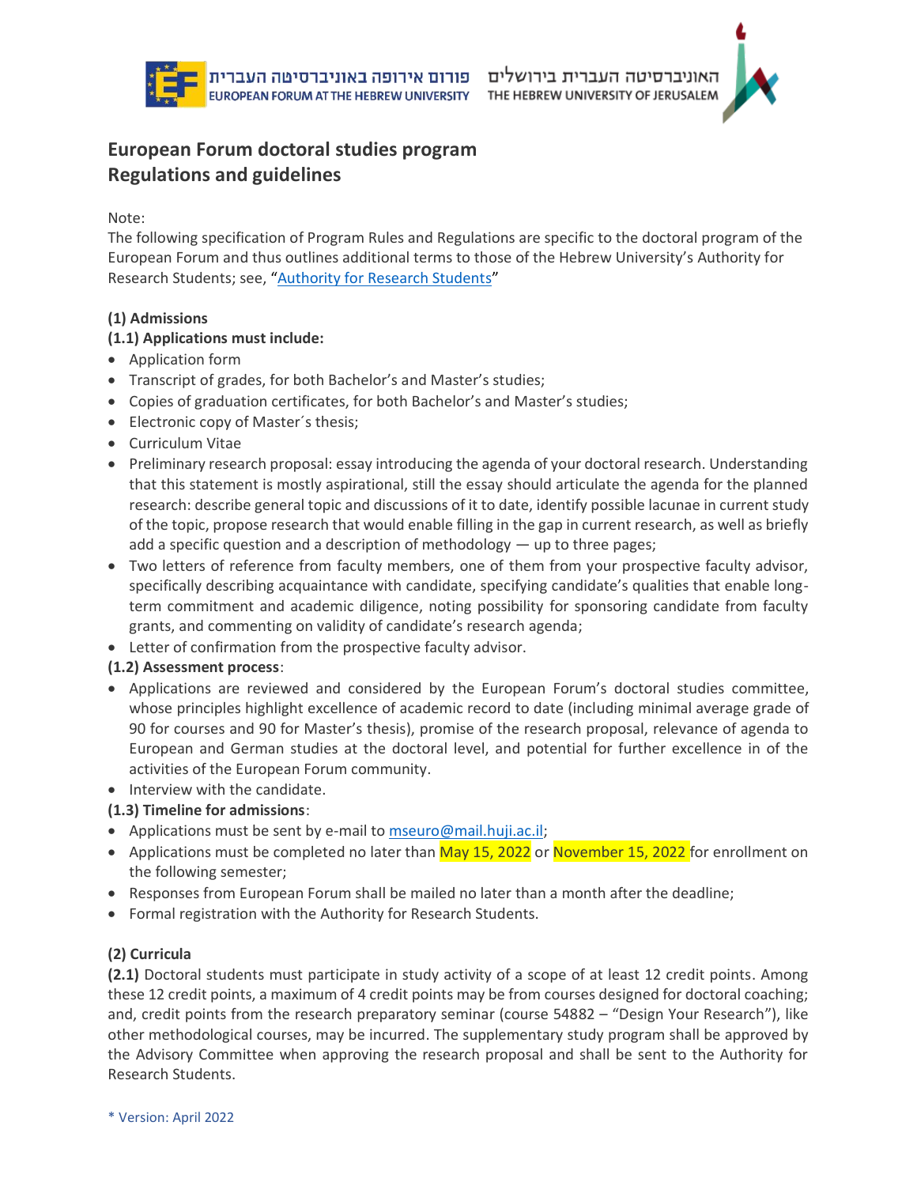# European Forum doctoral studies program
# Regulations and guidelines

Note:
The following specification of Program Rules and Regulations are specific to the doctoral program of the European Forum and thus outlines additional terms to those of the Hebrew University's Authority for Research Students; see, "Authority for Research Students"

**(1) Admissions**

**(1.1) Applications must include:**

- Application form
- Transcript of grades, for both Bachelor's and Master's studies;
- Copies of graduation certificates, for both Bachelor's and Master's studies;
- Electronic copy of Master´s thesis;
- Curriculum Vitae
- Preliminary research proposal: essay introducing the agenda of your doctoral research. Understanding that this statement is mostly aspirational, still the essay should articulate the agenda for the planned research: describe general topic and discussions of it to date, identify possible lacunae in current study of the topic, propose research that would enable filling in the gap in current research, as well as briefly add a specific question and a description of methodology — up to three pages;
- Two letters of reference from faculty members, one of them from your prospective faculty advisor, specifically describing acquaintance with candidate, specifying candidate's qualities that enable long-term commitment and academic diligence, noting possibility for sponsoring candidate from faculty grants, and commenting on validity of candidate's research agenda;
- Letter of confirmation from the prospective faculty advisor.

**(1.2) Assessment process**:

- Applications are reviewed and considered by the European Forum's doctoral studies committee, whose principles highlight excellence of academic record to date (including minimal average grade of 90 for courses and 90 for Master's thesis), promise of the research proposal, relevance of agenda to European and German studies at the doctoral level, and potential for further excellence in of the activities of the European Forum community.
- Interview with the candidate.

**(1.3) Timeline for admissions**:

- Applications must be sent by e-mail to mseuro@mail.huji.ac.il;
- Applications must be completed no later than May 15, 2022 or November 15, 2022 for enrollment on the following semester;
- Responses from European Forum shall be mailed no later than a month after the deadline;
- Formal registration with the Authority for Research Students.

**(2) Curricula**

**(2.1)** Doctoral students must participate in study activity of a scope of at least 12 credit points. Among these 12 credit points, a maximum of 4 credit points may be from courses designed for doctoral coaching; and, credit points from the research preparatory seminar (course 54882 – "Design Your Research"), like other methodological courses, may be incurred. The supplementary study program shall be approved by the Advisory Committee when approving the research proposal and shall be sent to the Authority for Research Students.

\* Version: April 2022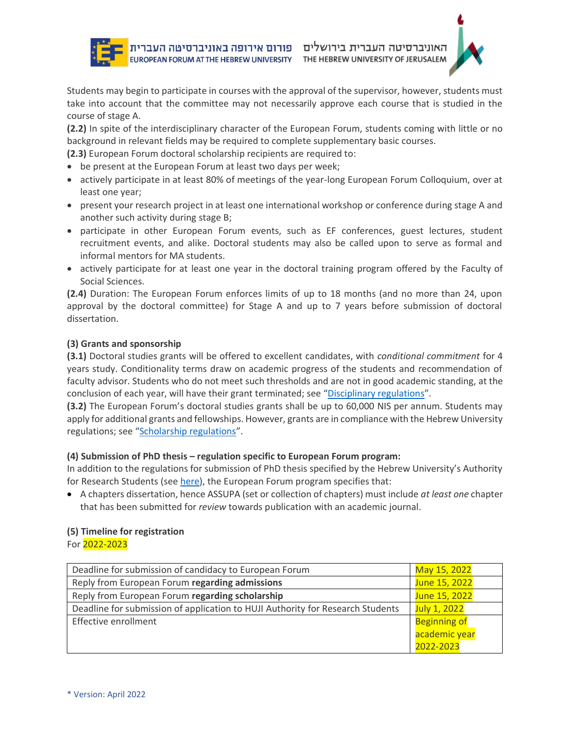Students may begin to participate in courses with the approval of the supervisor, however, students must take into account that the committee may not necessarily approve each course that is studied in the course of stage A.

**(2.2)** In spite of the interdisciplinary character of the European Forum, students coming with little or no background in relevant fields may be required to complete supplementary basic courses.

**(2.3)** European Forum doctoral scholarship recipients are required to:

- be present at the European Forum at least two days per week;
- actively participate in at least 80% of meetings of the year-long European Forum Colloquium, over at least one year;
- present your research project in at least one international workshop or conference during stage A and another such activity during stage B;
- participate in other European Forum events, such as EF conferences, guest lectures, student recruitment events, and alike. Doctoral students may also be called upon to serve as formal and informal mentors for MA students.
- actively participate for at least one year in the doctoral training program offered by the Faculty of Social Sciences.

**(2.4)** Duration: The European Forum enforces limits of up to 18 months (and no more than 24, upon approval by the doctoral committee) for Stage A and up to 7 years before submission of doctoral dissertation.

**(3) Grants and sponsorship**

**(3.1)** Doctoral studies grants will be offered to excellent candidates, with *conditional commitment* for 4 years study. Conditionality terms draw on academic progress of the students and recommendation of faculty advisor. Students who do not meet such thresholds and are not in good academic standing, at the conclusion of each year, will have their grant terminated; see "Disciplinary regulations".

**(3.2)** The European Forum's doctoral studies grants shall be up to 60,000 NIS per annum. Students may apply for additional grants and fellowships. However, grants are in compliance with the Hebrew University regulations; see "Scholarship regulations".

**(4) Submission of PhD thesis – regulation specific to European Forum program:**

In addition to the regulations for submission of PhD thesis specified by the Hebrew University's Authority for Research Students (see here), the European Forum program specifies that:

- A chapters dissertation, hence ASSUPA (set or collection of chapters) must include *at least one* chapter that has been submitted for *review* towards publication with an academic journal.

**(5) Timeline for registration**

For 2022-2023

| | |
|---|---|
| Deadline for submission of candidacy to European Forum | May 15, 2022 |
| Reply from European Forum **regarding admissions** | June 15, 2022 |
| Reply from European Forum **regarding scholarship** | June 15, 2022 |
| Deadline for submission of application to HUJI Authority for Research Students | July 1, 2022 |
| Effective enrollment | Beginning of academic year 2022-2023 |

\* Version: April 2022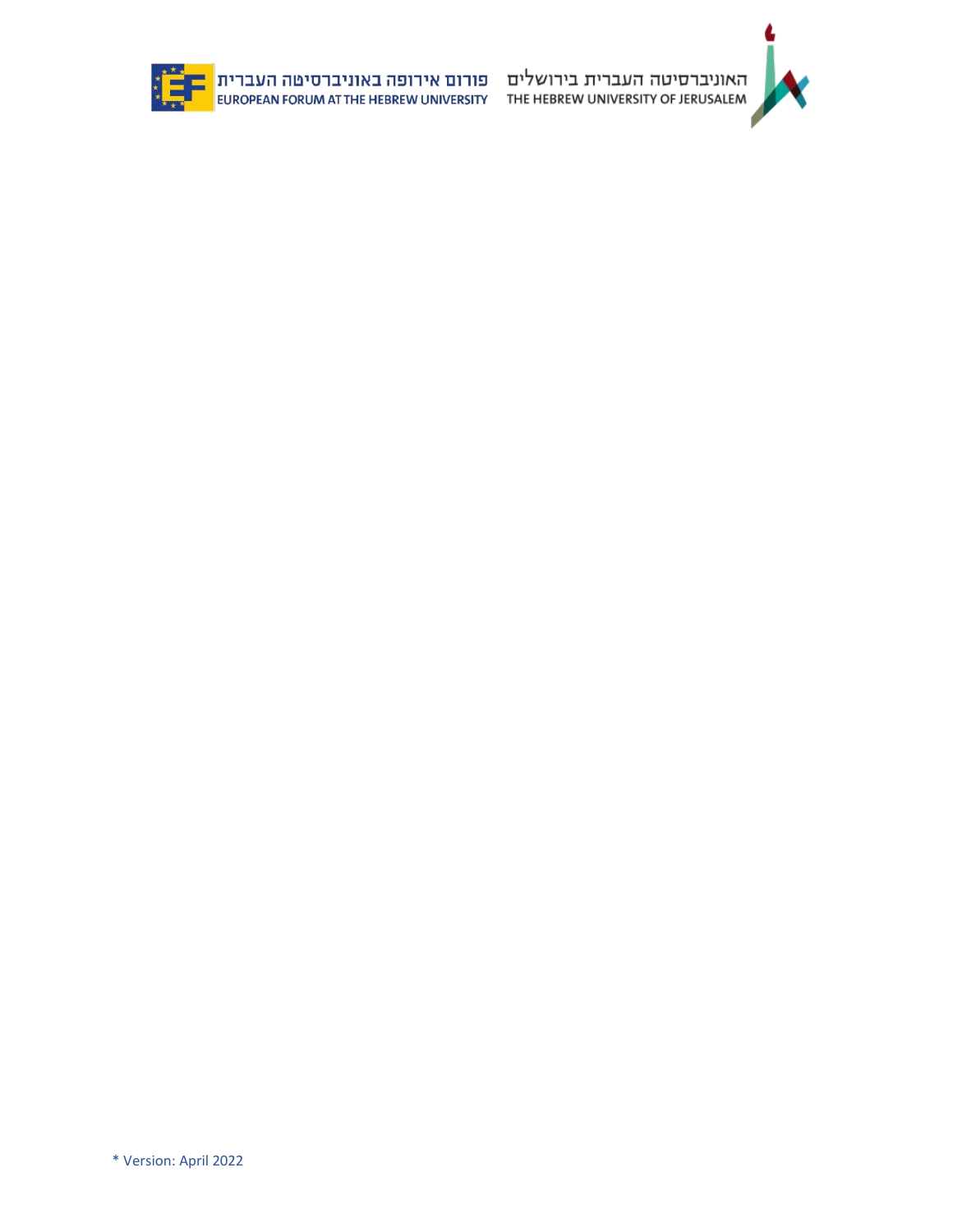* Version: April 2022